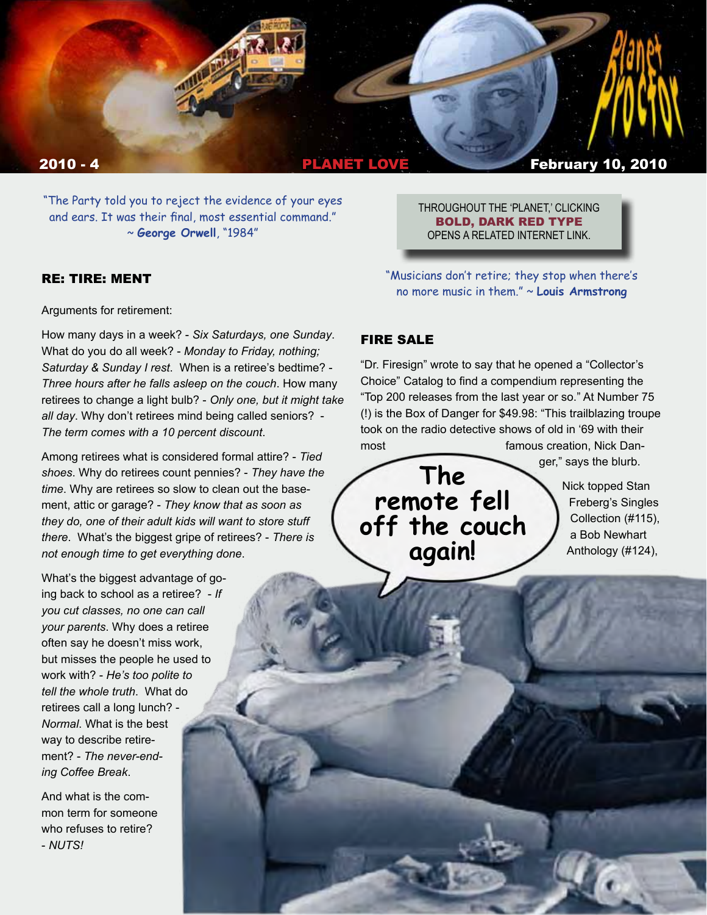2010 - 4 **PLANET LOVE** February 10, 2010

"The Party told you to reject the evidence of your eyes and ears. It was their final, most essential command." ~ **George Orwell**, "1984"

THROUGHOUT THE 'PLANET,' CLICKING **BOLD, DARK RED TYPE** OPENS A RELATED INTERNET LINK.

## RE: TIRE: MENT

Arguments for retirement:

How many days in a week? - *Six Saturdays, one Sunday*. What do you do all week? - *Monday to Friday, nothing; Saturday & Sunday I rest*. When is a retiree's bedtime? - *Three hours after he falls asleep on the couch*. How many retirees to change a light bulb? - *Only one, but it might take all day*. Why don't retirees mind being called seniors? - *The term comes with a 10 percent discount*.

Among retirees what is considered formal attire? - *Tied shoes*. Why do retirees count pennies? - *They have the time*. Why are retirees so slow to clean out the basement, attic or garage? - *They know that as soon as they do, one of their adult kids will want to store stuff there*. What's the biggest gripe of retirees? - *There is not enough time to get everything done*.

What's the biggest advantage of going back to school as a retiree? - *If you cut classes, no one can call your parents*. Why does a retiree often say he doesn't miss work, but misses the people he used to work with? - *He's too polite to tell the whole truth*. What do retirees call a long lunch? - *Normal*. What is the best way to describe retirement? - *The never-ending Coffee Break*.

And what is the common term for someone who refuses to retire? - *NUTS!*

"Musicians don't retire; they stop when there's no more music in them." ~ **Louis Armstrong**

## FIRE SALE

"Dr. Firesign" wrote to say that he opened a "Collector's Choice" Catalog to find a compendium representing the "Top 200 releases from the last year or so." At Number 75 (!) is the Box of Danger for $49.98: "This trailblazing troupe took on the radio detective shows of old in '69 with their most famous creation, Nick Danger," says the blurb.

Nick topped Stan Freberg's Singles Collection (#115), a Bob Newhart Anthology (#124),

The remote fell off the couch again!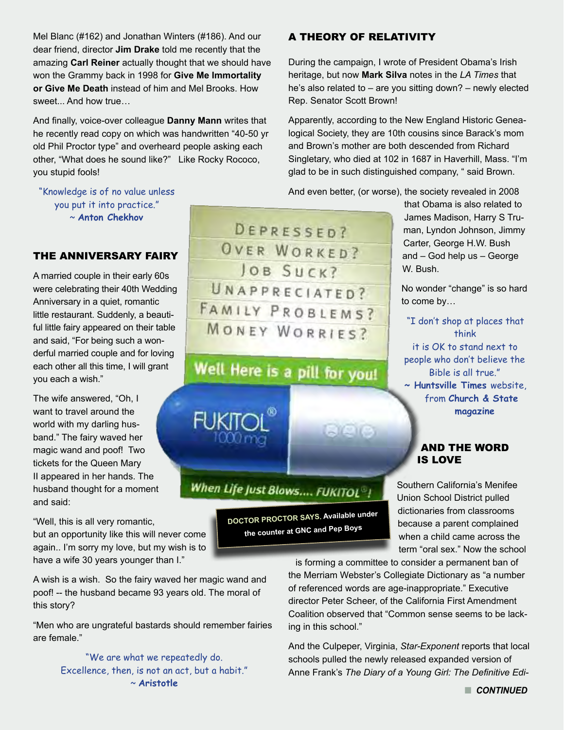Mel Blanc (#162) and Jonathan Winters (#186). And our dear friend, director **Jim Drake** told me recently that the amazing **Carl Reiner** actually thought that we should have won the Grammy back in 1998 for **Give Me Immortality or Give Me Death** instead of him and Mel Brooks. How sweet... And how true…

And finally, voice-over colleague **Danny Mann** writes that he recently read copy on which was handwritten "40-50 yr old Phil Proctor type" and overheard people asking each other, "What does he sound like?" Like Rocky Rococo, you stupid fools!

"Knowledge is of no value unless you put it into practice."
~ **Anton Chekhov**

## THE ANNIVERSARY FAIRY

A married couple in their early 60s were celebrating their 40th Wedding Anniversary in a quiet, romantic little restaurant. Suddenly, a beautiful little fairy appeared on their table and said, "For being such a wonderful married couple and for loving each other all this time, I will grant you each a wish."

The wife answered, "Oh, I want to travel around the world with my darling husband." The fairy waved her magic wand and poof! Two tickets for the Queen Mary II appeared in her hands. The husband thought for a moment and said:

"Well, this is all very romantic, but an opportunity like this will never come again.. I'm sorry my love, but my wish is to have a wife 30 years younger than I."

A wish is a wish. So the fairy waved her magic wand and poof! -- the husband became 93 years old. The moral of this story?

"Men who are ungrateful bastards should remember fairies are female."

"We are what we repeatedly do. Excellence, then, is not an act, but a habit."
~ **Aristotle**

DEPRESSED?
OVER WORKED?
JOB SUCK?
UNAPPRECIATED?
FAMILY PROBLEMS?
MONEY WORRIES?

Well Here is a pill for you!

FUKITOL® 1000 mg

When Life Just Blows.... FUKITOL®!

**DOCTOR PROCTOR SAYS.** Available under the counter at GNC and Pep Boys

## A THEORY OF RELATIVITY

During the campaign, I wrote of President Obama's Irish heritage, but now **Mark Silva** notes in the *LA Times* that he's also related to – are you sitting down? – newly elected Rep. Senator Scott Brown!

Apparently, according to the New England Historic Genealogical Society, they are 10th cousins since Barack's mom and Brown's mother are both descended from Richard Singletary, who died at 102 in 1687 in Haverhill, Mass. "I'm glad to be in such distinguished company, " said Brown.

And even better, (or worse), the society revealed in 2008 that Obama is also related to James Madison, Harry S Truman, Lyndon Johnson, Jimmy Carter, George H.W. Bush and – God help us – George W. Bush.

No wonder "change" is so hard to come by…

"I don't shop at places that think it is OK to stand next to people who don't believe the Bible is all true."
~ **Huntsville Times** website, from **Church & State magazine**

## AND THE WORD IS LOVE

Southern California's Menifee Union School District pulled dictionaries from classrooms because a parent complained when a child came across the term "oral sex." Now the school is forming a committee to consider a permanent ban of the Merriam Webster's Collegiate Dictionary as "a number of referenced words are age-inappropriate." Executive director Peter Scheer, of the California First Amendment Coalition observed that "Common sense seems to be lacking in this school."

And the Culpeper, Virginia, *Star-Exponent* reports that local schools pulled the newly released expanded version of Anne Frank's *The Diary of a Young Girl: The Definitive Edi-*

***CONTINUED***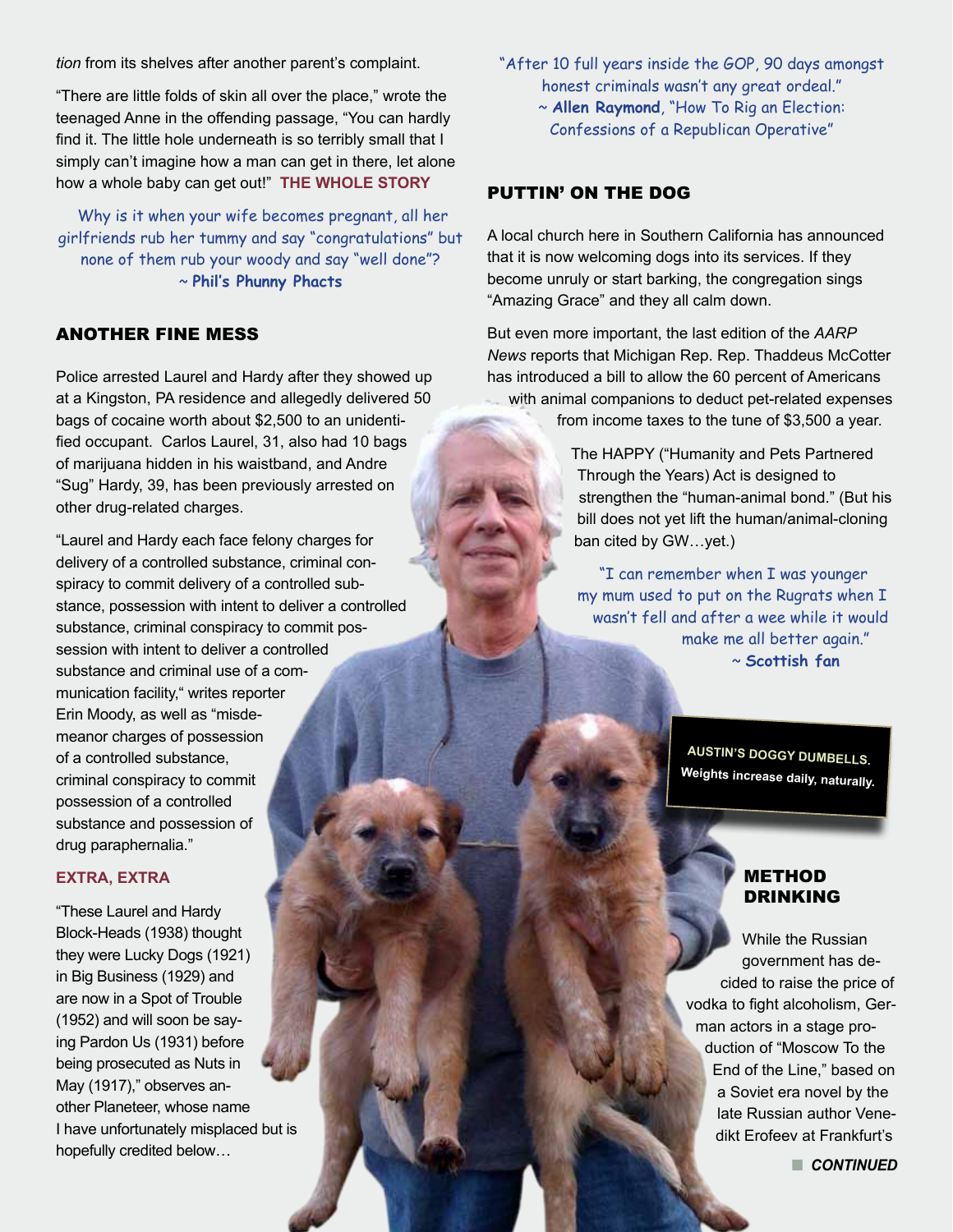*tion* from its shelves after another parent's complaint.

"There are little folds of skin all over the place," wrote the teenaged Anne in the offending passage, "You can hardly find it. The little hole underneath is so terribly small that I simply can't imagine how a man can get in there, let alone how a whole baby can get out!" **THE WHOLE STORY**

Why is it when your wife becomes pregnant, all her girlfriends rub her tummy and say "congratulations" but none of them rub your woody and say "well done"?
~ **Phil's Phunny Phacts**

## ANOTHER FINE MESS

Police arrested Laurel and Hardy after they showed up at a Kingston, PA residence and allegedly delivered 50 bags of cocaine worth about $2,500 to an unidentified occupant. Carlos Laurel, 31, also had 10 bags of marijuana hidden in his waistband, and Andre "Sug" Hardy, 39, has been previously arrested on other drug-related charges.

"Laurel and Hardy each face felony charges for delivery of a controlled substance, criminal conspiracy to commit delivery of a controlled substance, possession with intent to deliver a controlled substance, criminal conspiracy to commit possession with intent to deliver a controlled substance and criminal use of a communication facility," writes reporter Erin Moody, as well as "misdemeanor charges of possession of a controlled substance, criminal conspiracy to commit possession of a controlled substance and possession of drug paraphernalia."

**EXTRA, EXTRA**

"These Laurel and Hardy Block-Heads (1938) thought they were Lucky Dogs (1921) in Big Business (1929) and are now in a Spot of Trouble (1952) and will soon be saying Pardon Us (1931) before being prosecuted as Nuts in May (1917)," observes another Planeteer, whose name I have unfortunately misplaced but is hopefully credited below…

"After 10 full years inside the GOP, 90 days amongst honest criminals wasn't any great ordeal."
~ **Allen Raymond**, "How To Rig an Election: Confessions of a Republican Operative"

## PUTTIN' ON THE DOG

A local church here in Southern California has announced that it is now welcoming dogs into its services. If they become unruly or start barking, the congregation sings "Amazing Grace" and they all calm down.

But even more important, the last edition of the *AARP News* reports that Michigan Rep. Rep. Thaddeus McCotter has introduced a bill to allow the 60 percent of Americans with animal companions to deduct pet-related expenses from income taxes to the tune of $3,500 a year.

The HAPPY ("Humanity and Pets Partnered Through the Years) Act is designed to strengthen the "human-animal bond." (But his bill does not yet lift the human/animal-cloning ban cited by GW…yet.)

"I can remember when I was younger my mum used to put on the Rugrats when I wasn't fell and after a wee while it would make me all better again."
~ **Scottish fan**

**AUSTIN'S DOGGY DUMBELLS.**
**Weights increase daily, naturally.**

## METHOD DRINKING

While the Russian government has decided to raise the price of vodka to fight alcoholism, German actors in a stage production of "Moscow To the End of the Line," based on a Soviet era novel by the late Russian author Venedikt Erofeev at Frankfurt's

***CONTINUED***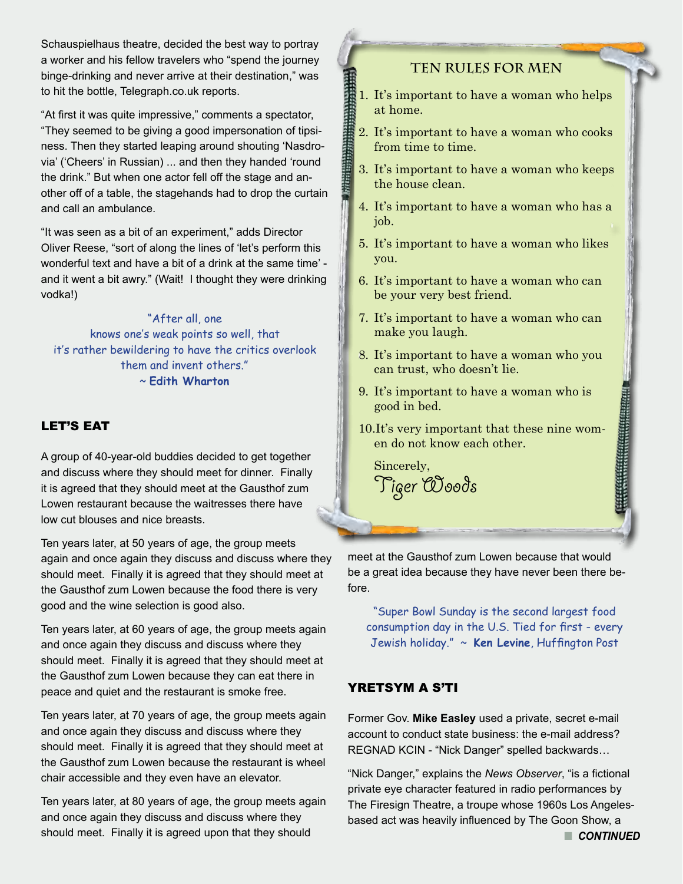Schauspielhaus theatre, decided the best way to portray a worker and his fellow travelers who "spend the journey binge-drinking and never arrive at their destination," was to hit the bottle, Telegraph.co.uk reports.

"At first it was quite impressive," comments a spectator, "They seemed to be giving a good impersonation of tipsiness. Then they started leaping around shouting 'Nasdrovia' ('Cheers' in Russian) ... and then they handed 'round the drink." But when one actor fell off the stage and another off of a table, the stagehands had to drop the curtain and call an ambulance.

"It was seen as a bit of an experiment," adds Director Oliver Reese, "sort of along the lines of 'let's perform this wonderful text and have a bit of a drink at the same time' - and it went a bit awry." (Wait! I thought they were drinking vodka!)

> "After all, one knows one's weak points so well, that it's rather bewildering to have the critics overlook them and invent others."
> ~ **Edith Wharton**

## LET'S EAT

A group of 40-year-old buddies decided to get together and discuss where they should meet for dinner. Finally it is agreed that they should meet at the Gausthof zum Lowen restaurant because the waitresses there have low cut blouses and nice breasts.

Ten years later, at 50 years of age, the group meets again and once again they discuss and discuss where they should meet. Finally it is agreed that they should meet at the Gausthof zum Lowen because the food there is very good and the wine selection is good also.

Ten years later, at 60 years of age, the group meets again and once again they discuss and discuss where they should meet. Finally it is agreed that they should meet at the Gausthof zum Lowen because they can eat there in peace and quiet and the restaurant is smoke free.

Ten years later, at 70 years of age, the group meets again and once again they discuss and discuss where they should meet. Finally it is agreed that they should meet at the Gausthof zum Lowen because the restaurant is wheel chair accessible and they even have an elevator.

Ten years later, at 80 years of age, the group meets again and once again they discuss and discuss where they should meet. Finally it is agreed upon that they should meet at the Gausthof zum Lowen because that would be a great idea because they have never been there before.

### TEN RULES FOR MEN

1. It's important to have a woman who helps at home.
2. It's important to have a woman who cooks from time to time.
3. It's important to have a woman who keeps the house clean.
4. It's important to have a woman who has a job.
5. It's important to have a woman who likes you.
6. It's important to have a woman who can be your very best friend.
7. It's important to have a woman who can make you laugh.
8. It's important to have a woman who you can trust, who doesn't lie.
9. It's important to have a woman who is good in bed.
10. It's very important that these nine women do not know each other.

Sincerely,
Tiger Woods

> "Super Bowl Sunday is the second largest food consumption day in the U.S. Tied for first - every Jewish holiday." ~ **Ken Levine**, Huffington Post

## YRETSYM A S'TI

Former Gov. **Mike Easley** used a private, secret e-mail account to conduct state business: the e-mail address? REGNAD KCIN - "Nick Danger" spelled backwards…

"Nick Danger," explains the *News Observer*, "is a fictional private eye character featured in radio performances by The Firesign Theatre, a troupe whose 1960s Los Angeles-based act was heavily influenced by The Goon Show, a

***CONTINUED***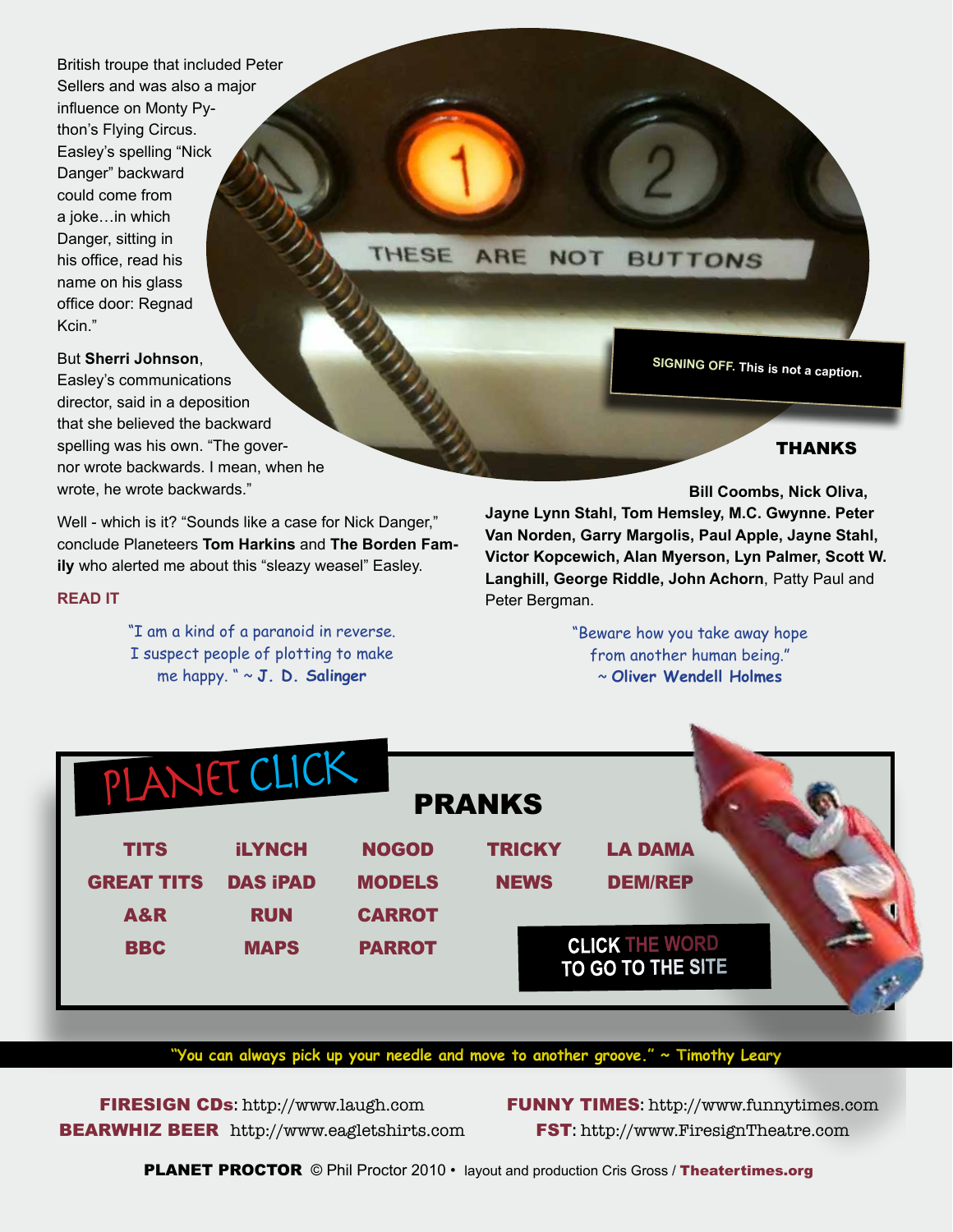British troupe that included Peter Sellers and was also a major influence on Monty Python's Flying Circus. Easley's spelling "Nick Danger" backward could come from a joke…in which Danger, sitting in his office, read his name on his glass office door: Regnad Kcin."

But **Sherri Johnson**, Easley's communications director, said in a deposition that she believed the backward spelling was his own. "The governor wrote backwards. I mean, when he wrote, he wrote backwards."

Well - which is it? "Sounds like a case for Nick Danger," conclude Planeteers **Tom Harkins** and **The Borden Family** who alerted me about this "sleazy weasel" Easley.

**READ IT**

"I am a kind of a paranoid in reverse. I suspect people of plotting to make me happy. " ~ **J. D. Salinger**

THESE ARE NOT BUTTONS

**SIGNING OFF.** This is not a caption.

**THANKS**

**Bill Coombs, Nick Oliva, Jayne Lynn Stahl, Tom Hemsley, M.C. Gwynne. Peter Van Norden, Garry Margolis, Paul Apple, Jayne Stahl, Victor Kopcewich, Alan Myerson, Lyn Palmer, Scott W. Langhill, George Riddle, John Achorn**, Patty Paul and Peter Bergman.

"Beware how you take away hope from another human being." ~ **Oliver Wendell Holmes**

## PLANET CLICK

### PRANKS

| | | | | |
|---|---|---|---|---|
| TITS | iLYNCH | NOGOD | TRICKY | LA DAMA |
| GREAT TITS | DAS iPAD | MODELS | NEWS | DEM/REP |
| A&R | RUN | CARROT | | |
| BBC | MAPS | PARROT | | |

CLICK THE WORD TO GO TO THE SITE

"You can always pick up your needle and move to another groove." ~ Timothy Leary

**FIRESIGN CDs**: http://www.laugh.com
**BEARWHIZ BEER** http://www.eagletshirts.com
**FUNNY TIMES**: http://www.funnytimes.com
**FST**: http://www.FiresignTheatre.com

**PLANET PROCTOR** © Phil Proctor 2010 • layout and production Cris Gross / **Theatertimes.org**